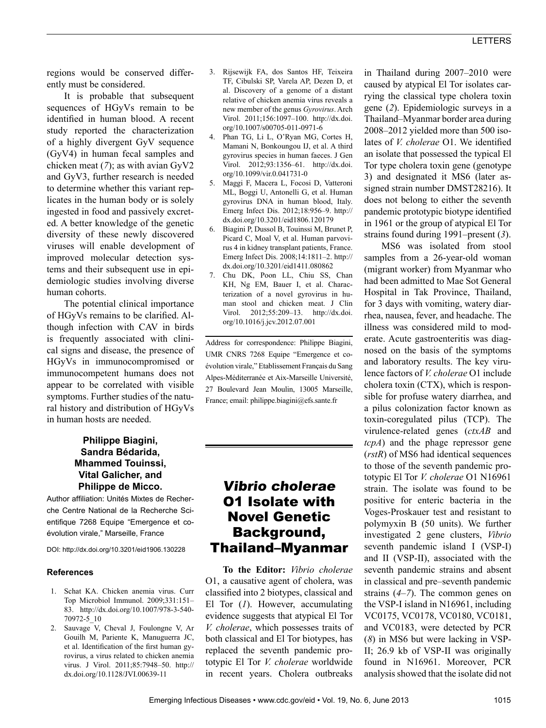regions would be conserved differently must be considered.

It is probable that subsequent sequences of HGyVs remain to be identified in human blood. A recent study reported the characterization of a highly divergent GyV sequence (GyV4) in human fecal samples and chicken meat (*7*); as with avian GyV2 and GyV3, further research is needed to determine whether this variant replicates in the human body or is solely ingested in food and passively excreted. A better knowledge of the genetic diversity of these newly discovered viruses will enable development of improved molecular detection systems and their subsequent use in epidemiologic studies involving diverse human cohorts.

The potential clinical importance of HGyVs remains to be clarified. Although infection with CAV in birds is frequently associated with clinical signs and disease, the presence of HGyVs in immunocompromised or immunocompetent humans does not appear to be correlated with visible symptoms. Further studies of the natural history and distribution of HGyVs in human hosts are needed.

**Philippe Biagini, Sandra Bédarida, Mhammed Touinssi, Vital Galicher, and Philippe de Micco.**

Author affiliation: Unités Mixtes de Recherche Centre National de la Recherche Scientifique 7268 Equipe "Emergence et coévolution virale," Marseille, France

DOI: http://dx.doi.org/10.3201/eid1906.130228

### References

1. Schat KA. Chicken anemia virus. Curr Top Microbiol Immunol. 2009;331:151–83. http://dx.doi.org/10.1007/978-3-540-70972-5_10
2. Sauvage V, Cheval J, Foulongne V, Ar Gouilh M, Pariente K, Manuguerra JC, et al. Identification of the first human gyrovirus, a virus related to chicken anemia virus. J Virol. 2011;85:7948–50. http://dx.doi.org/10.1128/JVI.00639-11
3. Rijsewijk FA, dos Santos HF, Teixeira TF, Cibulski SP, Varela AP, Dezen D, et al. Discovery of a genome of a distant relative of chicken anemia virus reveals a new member of the genus *Gyrovirus*. Arch Virol. 2011;156:1097–100. http://dx.doi.org/10.1007/s00705-011-0971-6
4. Phan TG, Li L, O'Ryan MG, Cortes H, Mamani N, Bonkoungou IJ, et al. A third gyrovirus species in human faeces. J Gen Virol. 2012;93:1356–61. http://dx.doi.org/10.1099/vir.0.041731-0
5. Maggi F, Macera L, Focosi D, Vatteroni ML, Boggi U, Antonelli G, et al. Human gyrovirus DNA in human blood, Italy. Emerg Infect Dis. 2012;18:956–9. http://dx.doi.org/10.3201/eid1806.120179
6. Biagini P, Dussol B, Touinssi M, Brunet P, Picard C, Moal V, et al. Human parvovirus 4 in kidney transplant patients, France. Emerg Infect Dis. 2008;14:1811–2. http://dx.doi.org/10.3201/eid1411.080862
7. Chu DK, Poon LL, Chiu SS, Chan KH, Ng EM, Bauer I, et al. Characterization of a novel gyrovirus in human stool and chicken meat. J Clin Virol. 2012;55:209–13. http://dx.doi.org/10.1016/j.jcv.2012.07.001

Address for correspondence: Philippe Biagini, UMR CNRS 7268 Equipe "Emergence et coévolution virale," Etablissement Français du Sang Alpes-Méditerranée et Aix-Marseille Université, 27 Boulevard Jean Moulin, 13005 Marseille, France; email: philippe.biagini@efs.sante.fr

# *Vibrio cholerae* O1 Isolate with Novel Genetic Background, Thailand–Myanmar

**To the Editor:** *Vibrio cholerae* O1, a causative agent of cholera, was classified into 2 biotypes, classical and El Tor (*1*). However, accumulating evidence suggests that atypical El Tor *V. cholerae*, which possesses traits of both classical and El Tor biotypes, has replaced the seventh pandemic prototypic El Tor *V. cholerae* worldwide in recent years. Cholera outbreaks in Thailand during 2007–2010 were caused by atypical El Tor isolates carrying the classical type cholera toxin gene (*2*). Epidemiologic surveys in a Thailand–Myanmar border area during 2008–2012 yielded more than 500 isolates of *V. cholerae* O1. We identified an isolate that possessed the typical El Tor type cholera toxin gene (genotype 3) and designated it MS6 (later assigned strain number DMST28216). It does not belong to either the seventh pandemic prototypic biotype identified in 1961 or the group of atypical El Tor strains found during 1991–present (*3*).

MS6 was isolated from stool samples from a 26-year-old woman (migrant worker) from Myanmar who had been admitted to Mae Sot General Hospital in Tak Province, Thailand, for 3 days with vomiting, watery diarrhea, nausea, fever, and headache. The illness was considered mild to moderate. Acute gastroenteritis was diagnosed on the basis of the symptoms and laboratory results. The key virulence factors of *V. cholerae* O1 include cholera toxin (CTX), which is responsible for profuse watery diarrhea, and a pilus colonization factor known as toxin-coregulated pilus (TCP). The virulence-related genes (*ctxAB* and *tcpA*) and the phage repressor gene (*rstR*) of MS6 had identical sequences to those of the seventh pandemic prototypic El Tor *V. cholerae* O1 N16961 strain. The isolate was found to be positive for enteric bacteria in the Voges-Proskauer test and resistant to polymyxin B (50 units). We further investigated 2 gene clusters, *Vibrio* seventh pandemic island I (VSP-I) and II (VSP-II), associated with the seventh pandemic strains and absent in classical and pre–seventh pandemic strains (*4*–*7*). The common genes on the VSP-I island in N16961, including VC0175, VC0178, VC0180, VC0181, and VC0183, were detected by PCR (*8*) in MS6 but were lacking in VSP-II; 26.9 kb of VSP-II was originally found in N16961. Moreover, PCR analysis showed that the isolate did not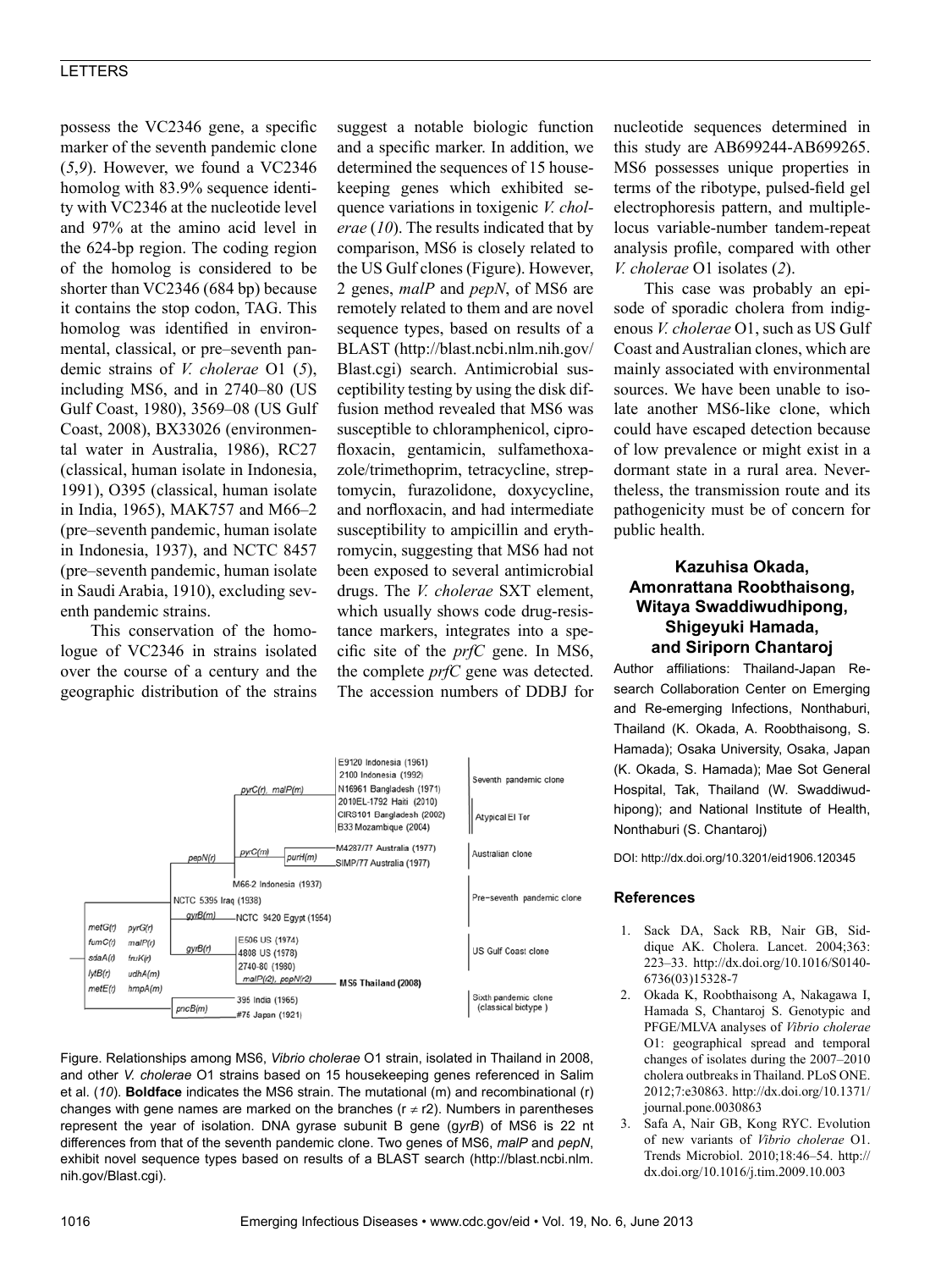possess the VC2346 gene, a specific marker of the seventh pandemic clone (*5*,*9*). However, we found a VC2346 homolog with 83.9% sequence identity with VC2346 at the nucleotide level and 97% at the amino acid level in the 624-bp region. The coding region of the homolog is considered to be shorter than VC2346 (684 bp) because it contains the stop codon, TAG. This homolog was identified in environmental, classical, or pre–seventh pandemic strains of *V. cholerae* O1 (*5*), including MS6, and in 2740–80 (US Gulf Coast, 1980), 3569–08 (US Gulf Coast, 2008), BX33026 (environmental water in Australia, 1986), RC27 (classical, human isolate in Indonesia, 1991), O395 (classical, human isolate in India, 1965), MAK757 and M66–2 (pre–seventh pandemic, human isolate in Indonesia, 1937), and NCTC 8457 (pre–seventh pandemic, human isolate in Saudi Arabia, 1910), excluding seventh pandemic strains.

This conservation of the homologue of VC2346 in strains isolated over the course of a century and the geographic distribution of the strains suggest a notable biologic function and a specific marker. In addition, we determined the sequences of 15 housekeeping genes which exhibited sequence variations in toxigenic *V. cholerae* (*10*). The results indicated that by comparison, MS6 is closely related to the US Gulf clones (Figure). However, 2 genes, *malP* and *pepN*, of MS6 are remotely related to them and are novel sequence types, based on results of a BLAST (http://blast.ncbi.nlm.nih.gov/Blast.cgi) search. Antimicrobial susceptibility testing by using the disk diffusion method revealed that MS6 was susceptible to chloramphenicol, ciprofloxacin, gentamicin, sulfamethoxazole/trimethoprim, tetracycline, streptomycin, furazolidone, doxycycline, and norfloxacin, and had intermediate susceptibility to ampicillin and erythromycin, suggesting that MS6 had not been exposed to several antimicrobial drugs. The *V. cholerae* SXT element, which usually shows code drug-resistance markers, integrates into a specific site of the *prfC* gene. In MS6, the complete *prfC* gene was detected. The accession numbers of DDBJ for nucleotide sequences determined in this study are AB699244-AB699265. MS6 possesses unique properties in terms of the ribotype, pulsed-field gel electrophoresis pattern, and multiple-locus variable-number tandem-repeat analysis profile, compared with other *V. cholerae* O1 isolates (*2*).

This case was probably an episode of sporadic cholera from indigenous *V. cholerae* O1, such as US Gulf Coast and Australian clones, which are mainly associated with environmental sources. We have been unable to isolate another MS6-like clone, which could have escaped detection because of low prevalence or might exist in a dormant state in a rural area. Nevertheless, the transmission route and its pathogenicity must be of concern for public health.

**Kazuhisa Okada, Amonrattana Roobthaisong, Witaya Swaddiwudhipong, Shigeyuki Hamada, and Siriporn Chantaroj**

Author affiliations: Thailand-Japan Research Collaboration Center on Emerging and Re-emerging Infections, Nonthaburi, Thailand (K. Okada, A. Roobthaisong, S. Hamada); Osaka University, Osaka, Japan (K. Okada, S. Hamada); Mae Sot General Hospital, Tak, Thailand (W. Swaddiwudhipong); and National Institute of Health, Nonthaburi (S. Chantaroj)

DOI: http://dx.doi.org/10.3201/eid1906.120345

Figure. Relationships among MS6, *Vibrio cholerae* O1 strain, isolated in Thailand in 2008, and other *V. cholerae* O1 strains based on 15 housekeeping genes referenced in Salim et al. (*10*). **Boldface** indicates the MS6 strain. The mutational (m) and recombinational (r) changes with gene names are marked on the branches (r ≠ r2). Numbers in parentheses represent the year of isolation. DNA gyrase subunit B gene (*gyrB*) of MS6 is 22 nt differences from that of the seventh pandemic clone. Two genes of MS6, *malP* and *pepN*, exhibit novel sequence types based on results of a BLAST search (http://blast.ncbi.nlm.nih.gov/Blast.cgi).

## References

1. Sack DA, Sack RB, Nair GB, Siddique AK. Cholera. Lancet. 2004;363:223–33. http://dx.doi.org/10.1016/S0140-6736(03)15328-7
2. Okada K, Roobthaisong A, Nakagawa I, Hamada S, Chantaroj S. Genotypic and PFGE/MLVA analyses of *Vibrio cholerae* O1: geographical spread and temporal changes of isolates during the 2007–2010 cholera outbreaks in Thailand. PLoS ONE. 2012;7:e30863. http://dx.doi.org/10.1371/journal.pone.0030863
3. Safa A, Nair GB, Kong RYC. Evolution of new variants of *Vibrio cholerae* O1. Trends Microbiol. 2010;18:46–54. http://dx.doi.org/10.1016/j.tim.2009.10.003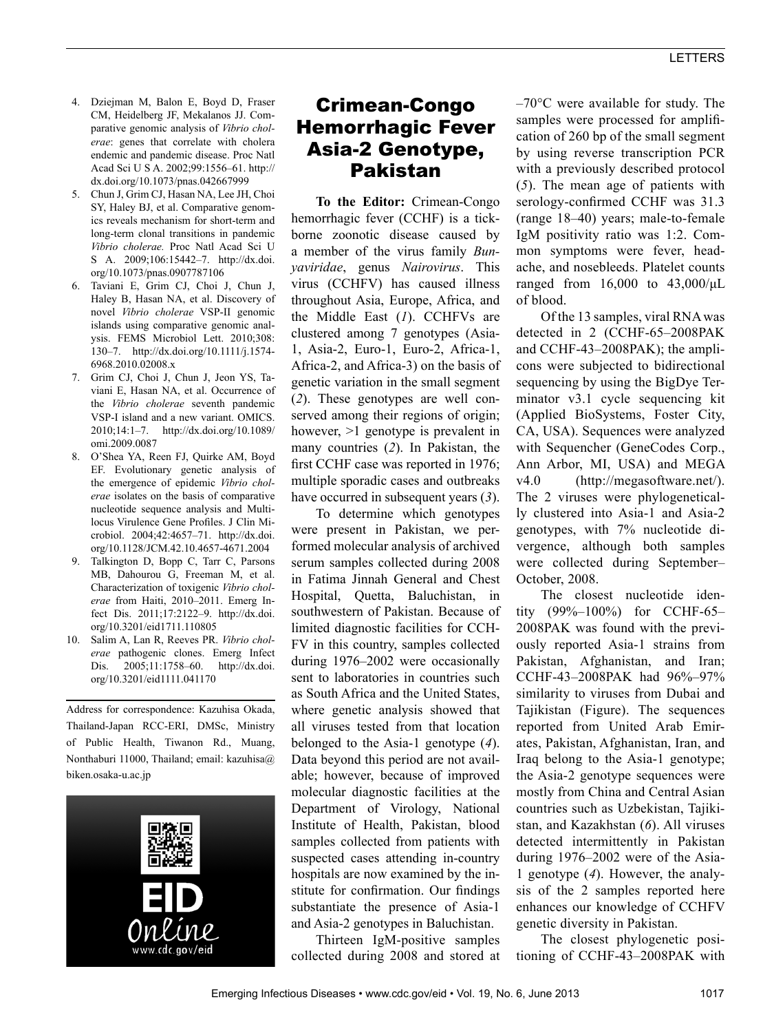4. Dziejman M, Balon E, Boyd D, Fraser CM, Heidelberg JF, Mekalanos JJ. Comparative genomic analysis of *Vibrio cholerae*: genes that correlate with cholera endemic and pandemic disease. Proc Natl Acad Sci U S A. 2002;99:1556–61. http://dx.doi.org/10.1073/pnas.042667999
5. Chun J, Grim CJ, Hasan NA, Lee JH, Choi SY, Haley BJ, et al. Comparative genomics reveals mechanism for short-term and long-term clonal transitions in pandemic *Vibrio cholerae*. Proc Natl Acad Sci U S A. 2009;106:15442–7. http://dx.doi.org/10.1073/pnas.0907787106
6. Taviani E, Grim CJ, Choi J, Chun J, Haley B, Hasan NA, et al. Discovery of novel *Vibrio cholerae* VSP-II genomic islands using comparative genomic analysis. FEMS Microbiol Lett. 2010;308:130–7. http://dx.doi.org/10.1111/j.1574-6968.2010.02008.x
7. Grim CJ, Choi J, Chun J, Jeon YS, Taviani E, Hasan NA, et al. Occurrence of the *Vibrio cholerae* seventh pandemic VSP-I island and a new variant. OMICS. 2010;14:1–7. http://dx.doi.org/10.1089/omi.2009.0087
8. O'Shea YA, Reen FJ, Quirke AM, Boyd EF. Evolutionary genetic analysis of the emergence of epidemic *Vibrio cholerae* isolates on the basis of comparative nucleotide sequence analysis and Multilocus Virulence Gene Profiles. J Clin Microbiol. 2004;42:4657–71. http://dx.doi.org/10.1128/JCM.42.10.4657-4671.2004
9. Talkington D, Bopp C, Tarr C, Parsons MB, Dahourou G, Freeman M, et al. Characterization of toxigenic *Vibrio cholerae* from Haiti, 2010–2011. Emerg Infect Dis. 2011;17:2122–9. http://dx.doi.org/10.3201/eid1711.110805
10. Salim A, Lan R, Reeves PR. *Vibrio cholerae* pathogenic clones. Emerg Infect Dis. 2005;11:1758–60. http://dx.doi.org/10.3201/eid1111.041170

Address for correspondence: Kazuhisa Okada, Thailand-Japan RCC-ERI, DMSc, Ministry of Public Health, Tiwanon Rd., Muang, Nonthaburi 11000, Thailand; email: kazuhisa@biken.osaka-u.ac.jp

EID Online
www.cdc.gov/eid

# Crimean-Congo Hemorrhagic Fever Asia-2 Genotype, Pakistan

**To the Editor:** Crimean-Congo hemorrhagic fever (CCHF) is a tick-borne zoonotic disease caused by a member of the virus family *Bunyaviridae*, genus *Nairovirus*. This virus (CCHFV) has caused illness throughout Asia, Europe, Africa, and the Middle East (*1*). CCHFVs are clustered among 7 genotypes (Asia-1, Asia-2, Euro-1, Euro-2, Africa-1, Africa-2, and Africa-3) on the basis of genetic variation in the small segment (*2*). These genotypes are well conserved among their regions of origin; however, >1 genotype is prevalent in many countries (*2*). In Pakistan, the first CCHF case was reported in 1976; multiple sporadic cases and outbreaks have occurred in subsequent years (*3*).

To determine which genotypes were present in Pakistan, we performed molecular analysis of archived serum samples collected during 2008 in Fatima Jinnah General and Chest Hospital, Quetta, Baluchistan, in southwestern of Pakistan. Because of limited diagnostic facilities for CCHFV in this country, samples collected during 1976–2002 were occasionally sent to laboratories in countries such as South Africa and the United States, where genetic analysis showed that all viruses tested from that location belonged to the Asia-1 genotype (*4*). Data beyond this period are not available; however, because of improved molecular diagnostic facilities at the Department of Virology, National Institute of Health, Pakistan, blood samples collected from patients with suspected cases attending in-country hospitals are now examined by the institute for confirmation. Our findings substantiate the presence of Asia-1 and Asia-2 genotypes in Baluchistan.

Thirteen IgM-positive samples collected during 2008 and stored at –70°C were available for study. The samples were processed for amplification of 260 bp of the small segment by using reverse transcription PCR with a previously described protocol (*5*). The mean age of patients with serology-confirmed CCHF was 31.3 (range 18–40) years; male-to-female IgM positivity ratio was 1:2. Common symptoms were fever, headache, and nosebleeds. Platelet counts ranged from 16,000 to 43,000/μL of blood.

Of the 13 samples, viral RNA was detected in 2 (CCHF-65–2008PAK and CCHF-43–2008PAK); the amplicons were subjected to bidirectional sequencing by using the BigDye Terminator v3.1 cycle sequencing kit (Applied BioSystems, Foster City, CA, USA). Sequences were analyzed with Sequencher (GeneCodes Corp., Ann Arbor, MI, USA) and MEGA v4.0 (http://megasoftware.net/). The 2 viruses were phylogenetically clustered into Asia-1 and Asia-2 genotypes, with 7% nucleotide divergence, although both samples were collected during September–October, 2008.

The closest nucleotide identity (99%–100%) for CCHF-65–2008PAK was found with the previously reported Asia-1 strains from Pakistan, Afghanistan, and Iran; CCHF-43–2008PAK had 96%–97% similarity to viruses from Dubai and Tajikistan (Figure). The sequences reported from United Arab Emirates, Pakistan, Afghanistan, Iran, and Iraq belong to the Asia-1 genotype; the Asia-2 genotype sequences were mostly from China and Central Asian countries such as Uzbekistan, Tajikistan, and Kazakhstan (*6*). All viruses detected intermittently in Pakistan during 1976–2002 were of the Asia-1 genotype (*4*). However, the analysis of the 2 samples reported here enhances our knowledge of CCHFV genetic diversity in Pakistan.

The closest phylogenetic positioning of CCHF-43–2008PAK with